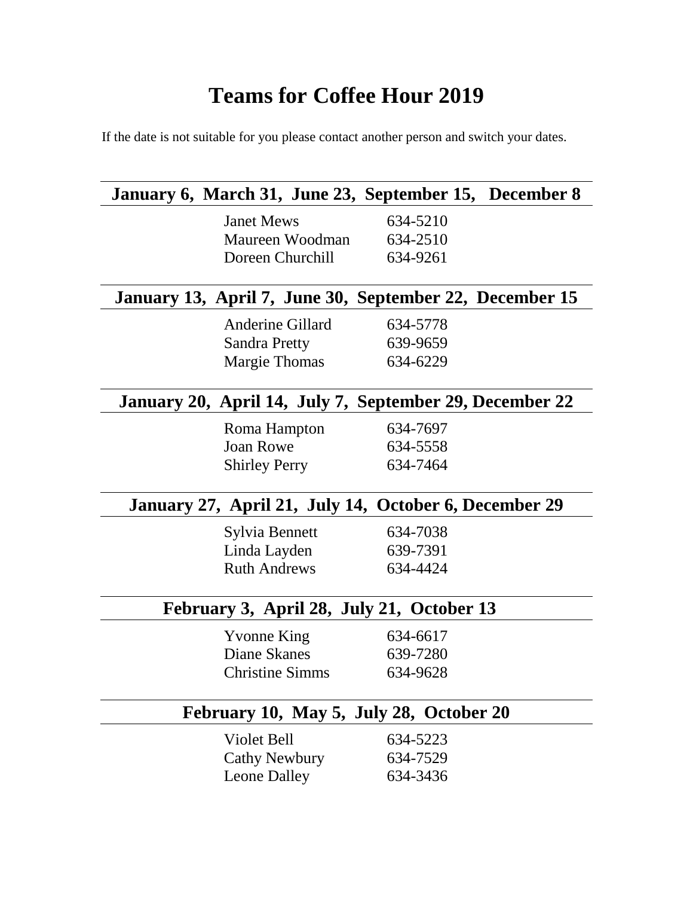# Teams for Coffee Hour 2019

If the date is not suitable for you please contact another person and switch your dates.

## January 6, March 31, June 23, September 15, December 8

| Name | Phone |
|---|---|
| Janet Mews | 634-5210 |
| Maureen Woodman | 634-2510 |
| Doreen Churchill | 634-9261 |

## January 13, April 7, June 30, September 22, December 15

| Name | Phone |
|---|---|
| Anderine Gillard | 634-5778 |
| Sandra Pretty | 639-9659 |
| Margie Thomas | 634-6229 |

## January 20, April 14, July 7, September 29, December 22

| Name | Phone |
|---|---|
| Roma Hampton | 634-7697 |
| Joan Rowe | 634-5558 |
| Shirley Perry | 634-7464 |

## January 27, April 21, July 14, October 6, December 29

| Name | Phone |
|---|---|
| Sylvia Bennett | 634-7038 |
| Linda Layden | 639-7391 |
| Ruth Andrews | 634-4424 |

## February 3, April 28, July 21, October 13

| Name | Phone |
|---|---|
| Yvonne King | 634-6617 |
| Diane Skanes | 639-7280 |
| Christine Simms | 634-9628 |

## February 10, May 5, July 28, October 20

| Name | Phone |
|---|---|
| Violet Bell | 634-5223 |
| Cathy Newbury | 634-7529 |
| Leone Dalley | 634-3436 |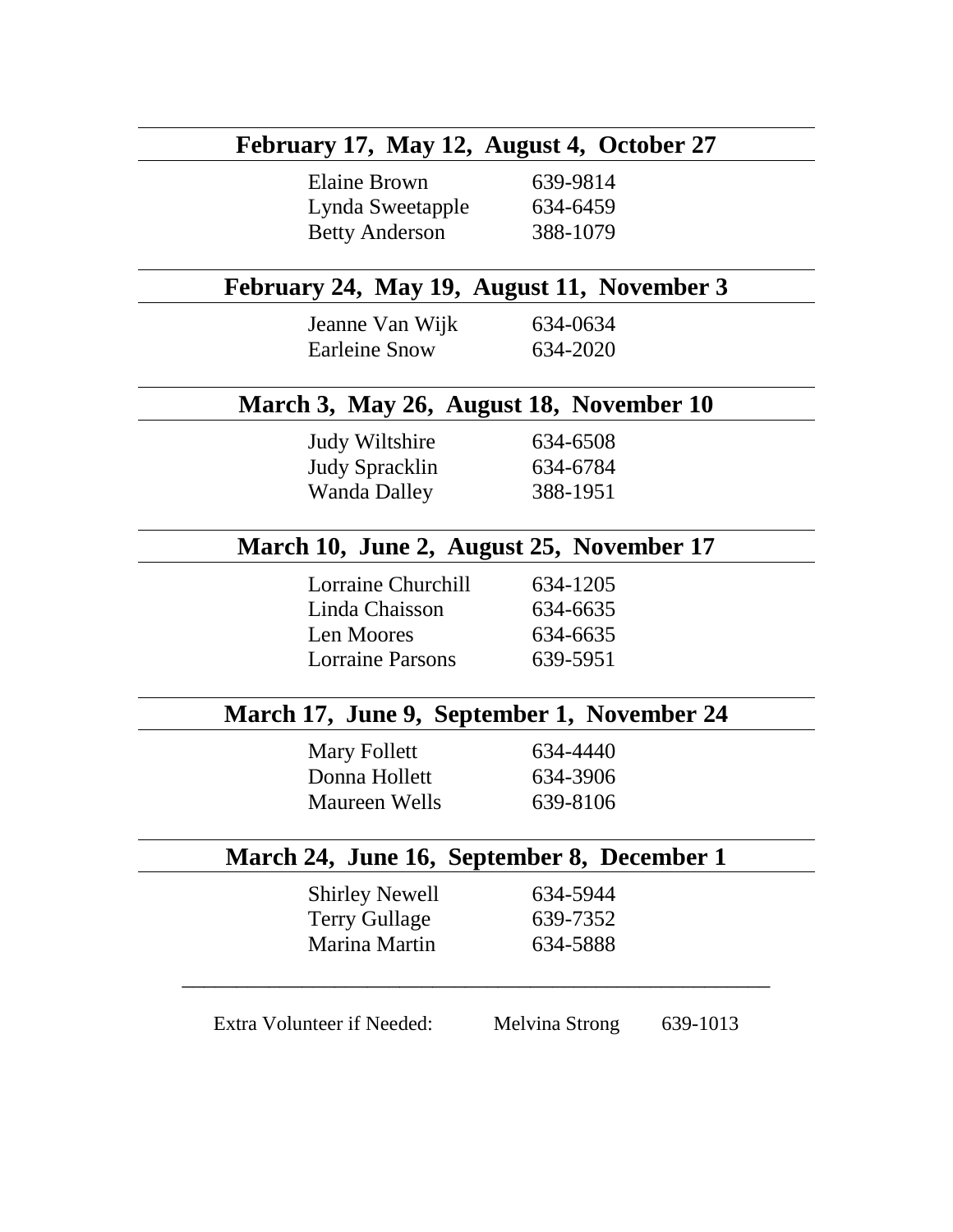## February 17, May 12, August 4, October 27

| | |
|---|---|
| Elaine Brown | 639-9814 |
| Lynda Sweetapple | 634-6459 |
| Betty Anderson | 388-1079 |

## February 24, May 19, August 11, November 3

| | |
|---|---|
| Jeanne Van Wijk | 634-0634 |
| Earleine Snow | 634-2020 |

## March 3, May 26, August 18, November 10

| | |
|---|---|
| Judy Wiltshire | 634-6508 |
| Judy Spracklin | 634-6784 |
| Wanda Dalley | 388-1951 |

## March 10, June 2, August 25, November 17

| | |
|---|---|
| Lorraine Churchill | 634-1205 |
| Linda Chaisson | 634-6635 |
| Len Moores | 634-6635 |
| Lorraine Parsons | 639-5951 |

## March 17, June 9, September 1, November 24

| | |
|---|---|
| Mary Follett | 634-4440 |
| Donna Hollett | 634-3906 |
| Maureen Wells | 639-8106 |

## March 24, June 16, September 8, December 1

| | |
|---|---|
| Shirley Newell | 634-5944 |
| Terry Gullage | 639-7352 |
| Marina Martin | 634-5888 |

---

Extra Volunteer if Needed: Melvina Strong 639-1013